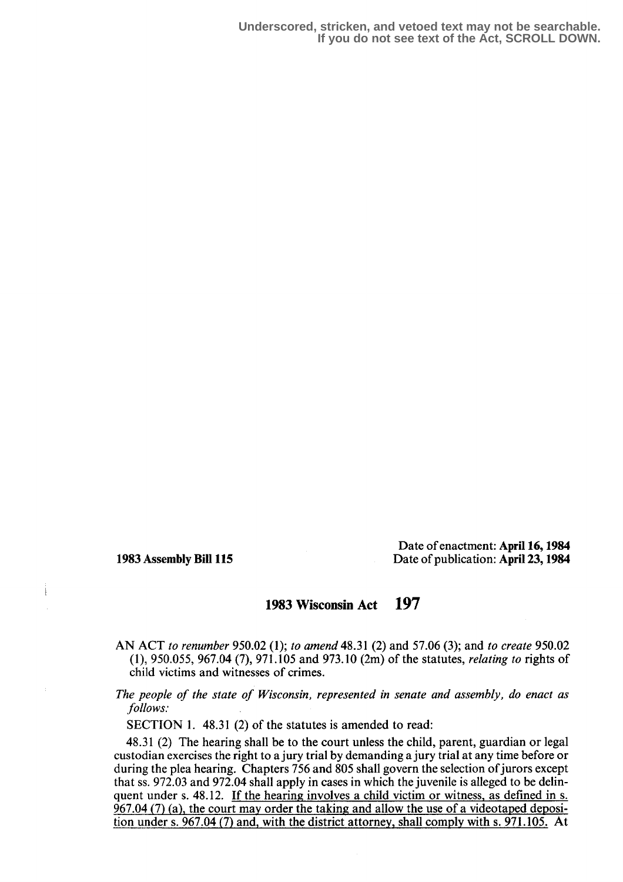Underscored, stricken, and vetoed text may not be searchable.
If you do not see text of the Act, SCROLL DOWN.

**1983 Assembly Bill 115**

Date of enactment: **April 16, 1984**
Date of publication: **April 23, 1984**

# 1983 Wisconsin Act 197

AN ACT *to renumber* 950.02 (1); *to amend* 48.31 (2) and 57.06 (3); and *to create* 950.02 (1), 950.055, 967.04 (7), 971.105 and 973.10 (2m) of the statutes, *relating to* rights of child victims and witnesses of crimes.

*The people of the state of Wisconsin, represented in senate and assembly, do enact as follows:*

SECTION 1. 48.31 (2) of the statutes is amended to read:

48.31 (2) The hearing shall be to the court unless the child, parent, guardian or legal custodian exercises the right to a jury trial by demanding a jury trial at any time before or during the plea hearing. Chapters 756 and 805 shall govern the selection of jurors except that ss. 972.03 and 972.04 shall apply in cases in which the juvenile is alleged to be delinquent under s. 48.12. <u>If the hearing involves a child victim or witness, as defined in s. 967.04 (7) (a), the court may order the taking and allow the use of a videotaped deposition under s. 967.04 (7) and, with the district attorney, shall comply with s. 971.105.</u> At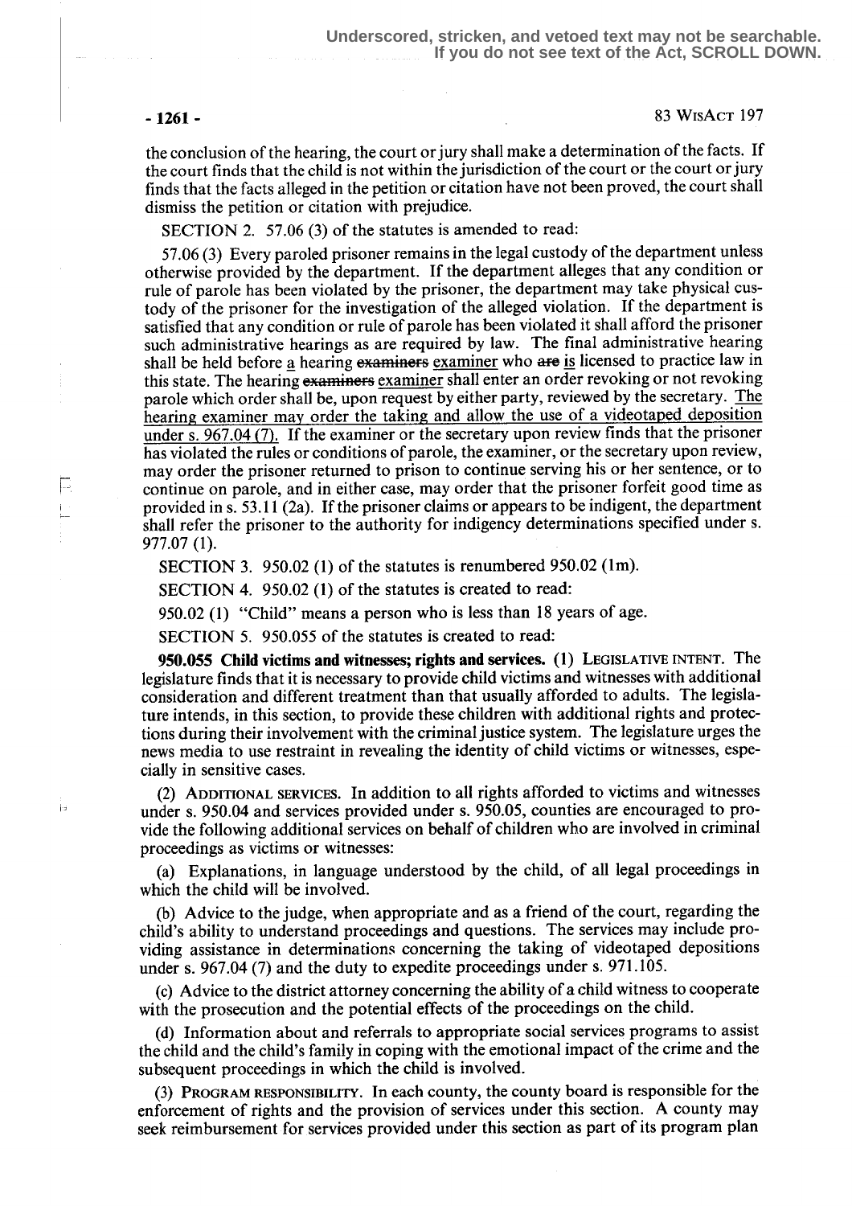the conclusion of the hearing, the court or jury shall make a determination of the facts. If the court finds that the child is not within the jurisdiction of the court or the court or jury finds that the facts alleged in the petition or citation have not been proved, the court shall dismiss the petition or citation with prejudice.

SECTION 2. 57.06 (3) of the statutes is amended to read:

57.06 (3) Every paroled prisoner remains in the legal custody of the department unless otherwise provided by the department. If the department alleges that any condition or rule of parole has been violated by the prisoner, the department may take physical custody of the prisoner for the investigation of the alleged violation. If the department is satisfied that any condition or rule of parole has been violated it shall afford the prisoner such administrative hearings as are required by law. The final administrative hearing shall be held before a hearing ~~examiners~~ examiner who ~~are~~ is licensed to practice law in this state. The hearing ~~examiners~~ examiner shall enter an order revoking or not revoking parole which order shall be, upon request by either party, reviewed by the secretary. The hearing examiner may order the taking and allow the use of a videotaped deposition under s. 967.04 (7). If the examiner or the secretary upon review finds that the prisoner has violated the rules or conditions of parole, the examiner, or the secretary upon review, may order the prisoner returned to prison to continue serving his or her sentence, or to continue on parole, and in either case, may order that the prisoner forfeit good time as provided in s. 53.11 (2a). If the prisoner claims or appears to be indigent, the department shall refer the prisoner to the authority for indigency determinations specified under s. 977.07 (1).

SECTION 3. 950.02 (1) of the statutes is renumbered 950.02 (1m).

SECTION 4. 950.02 (1) of the statutes is created to read:

950.02 (1) "Child" means a person who is less than 18 years of age.

SECTION 5. 950.055 of the statutes is created to read:

**950.055 Child victims and witnesses; rights and services.** (1) LEGISLATIVE INTENT. The legislature finds that it is necessary to provide child victims and witnesses with additional consideration and different treatment than that usually afforded to adults. The legislature intends, in this section, to provide these children with additional rights and protections during their involvement with the criminal justice system. The legislature urges the news media to use restraint in revealing the identity of child victims or witnesses, especially in sensitive cases.

(2) ADDITIONAL SERVICES. In addition to all rights afforded to victims and witnesses under s. 950.04 and services provided under s. 950.05, counties are encouraged to provide the following additional services on behalf of children who are involved in criminal proceedings as victims or witnesses:

(a) Explanations, in language understood by the child, of all legal proceedings in which the child will be involved.

(b) Advice to the judge, when appropriate and as a friend of the court, regarding the child's ability to understand proceedings and questions. The services may include providing assistance in determinations concerning the taking of videotaped depositions under s. 967.04 (7) and the duty to expedite proceedings under s. 971.105.

(c) Advice to the district attorney concerning the ability of a child witness to cooperate with the prosecution and the potential effects of the proceedings on the child.

(d) Information about and referrals to appropriate social services programs to assist the child and the child's family in coping with the emotional impact of the crime and the subsequent proceedings in which the child is involved.

(3) PROGRAM RESPONSIBILITY. In each county, the county board is responsible for the enforcement of rights and the provision of services under this section. A county may seek reimbursement for services provided under this section as part of its program plan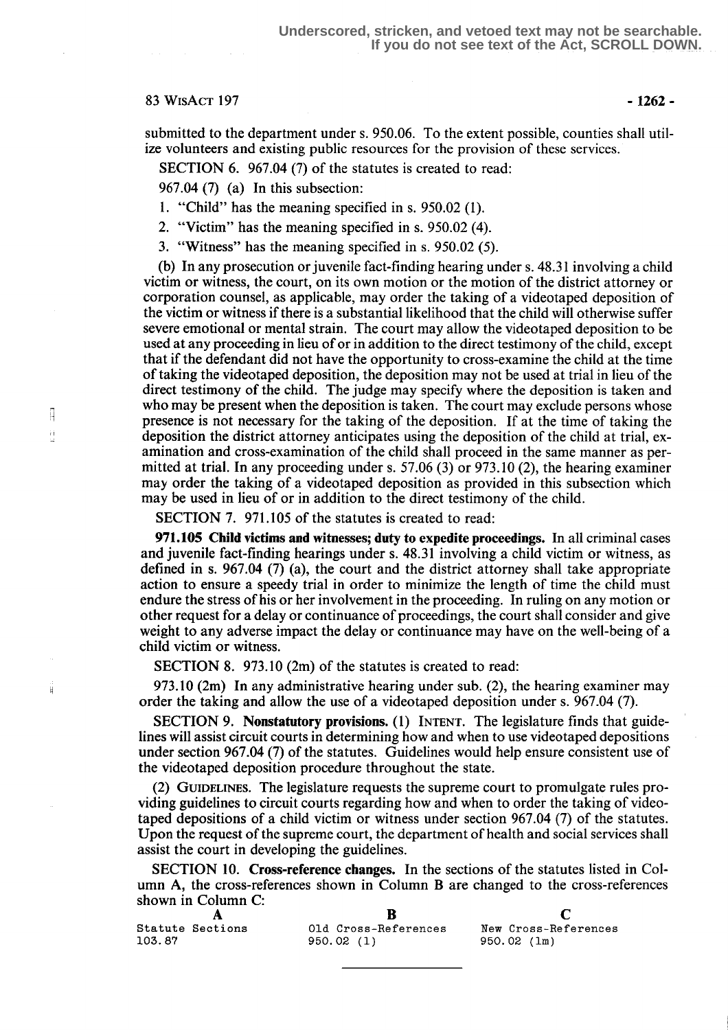submitted to the department under s. 950.06. To the extent possible, counties shall utilize volunteers and existing public resources for the provision of these services.

SECTION 6. 967.04 (7) of the statutes is created to read:

967.04 (7) (a) In this subsection:

1. "Child" has the meaning specified in s. 950.02 (1).

2. "Victim" has the meaning specified in s. 950.02 (4).

3. "Witness" has the meaning specified in s. 950.02 (5).

(b) In any prosecution or juvenile fact-finding hearing under s. 48.31 involving a child victim or witness, the court, on its own motion or the motion of the district attorney or corporation counsel, as applicable, may order the taking of a videotaped deposition of the victim or witness if there is a substantial likelihood that the child will otherwise suffer severe emotional or mental strain. The court may allow the videotaped deposition to be used at any proceeding in lieu of or in addition to the direct testimony of the child, except that if the defendant did not have the opportunity to cross-examine the child at the time of taking the videotaped deposition, the deposition may not be used at trial in lieu of the direct testimony of the child. The judge may specify where the deposition is taken and who may be present when the deposition is taken. The court may exclude persons whose presence is not necessary for the taking of the deposition. If at the time of taking the deposition the district attorney anticipates using the deposition of the child at trial, examination and cross-examination of the child shall proceed in the same manner as permitted at trial. In any proceeding under s. 57.06 (3) or 973.10 (2), the hearing examiner may order the taking of a videotaped deposition as provided in this subsection which may be used in lieu of or in addition to the direct testimony of the child.

SECTION 7. 971.105 of the statutes is created to read:

**971.105 Child victims and witnesses; duty to expedite proceedings.** In all criminal cases and juvenile fact-finding hearings under s. 48.31 involving a child victim or witness, as defined in s. 967.04 (7) (a), the court and the district attorney shall take appropriate action to ensure a speedy trial in order to minimize the length of time the child must endure the stress of his or her involvement in the proceeding. In ruling on any motion or other request for a delay or continuance of proceedings, the court shall consider and give weight to any adverse impact the delay or continuance may have on the well-being of a child victim or witness.

SECTION 8. 973.10 (2m) of the statutes is created to read:

973.10 (2m) In any administrative hearing under sub. (2), the hearing examiner may order the taking and allow the use of a videotaped deposition under s. 967.04 (7).

SECTION 9. **Nonstatutory provisions.** (1) INTENT. The legislature finds that guidelines will assist circuit courts in determining how and when to use videotaped depositions under section 967.04 (7) of the statutes. Guidelines would help ensure consistent use of the videotaped deposition procedure throughout the state.

(2) GUIDELINES. The legislature requests the supreme court to promulgate rules providing guidelines to circuit courts regarding how and when to order the taking of videotaped depositions of a child victim or witness under section 967.04 (7) of the statutes. Upon the request of the supreme court, the department of health and social services shall assist the court in developing the guidelines.

SECTION 10. **Cross-reference changes.** In the sections of the statutes listed in Column A, the cross-references shown in Column B are changed to the cross-references shown in Column C:

| A | B | C |
|---|---|---|
| Statute Sections | Old Cross-References | New Cross-References |
| 103.87 | 950.02 (1) | 950.02 (1m) |